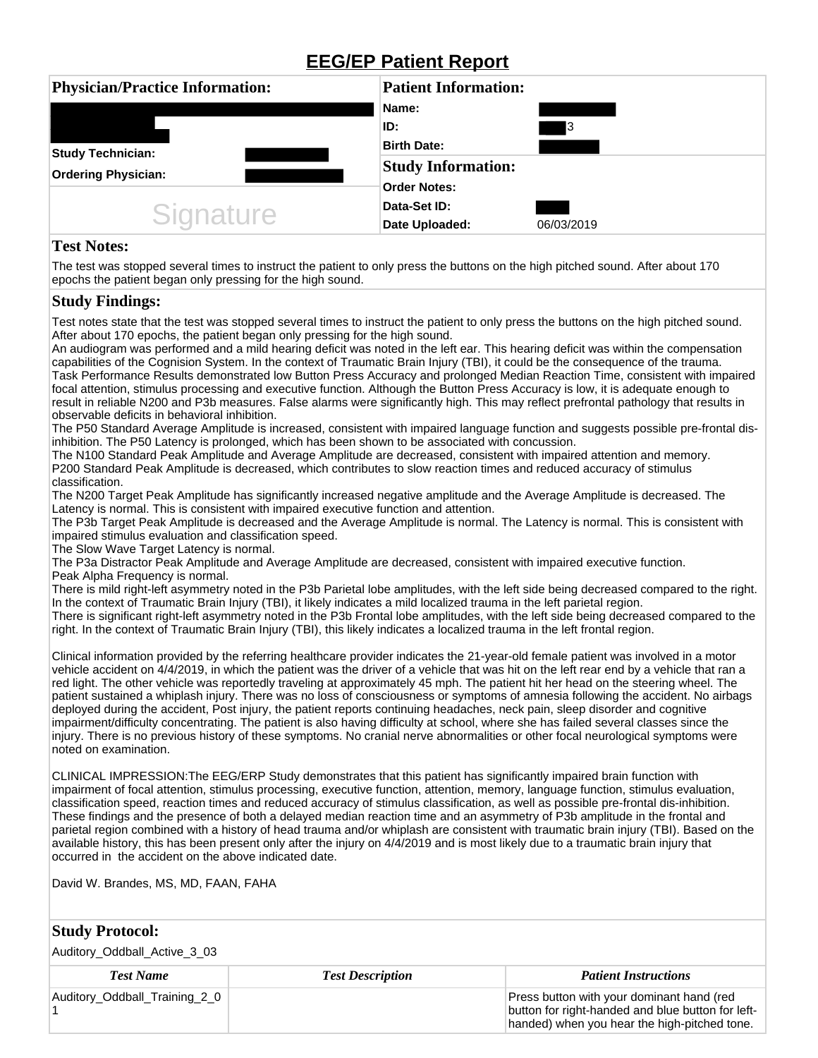# EEG/EP Patient Report

| **Physician/Practice Information:** | | **Patient Information:** | |
|---|---|---|---|
| | | **Name:** | |
| | | **ID:** | 3 |
| **Study Technician:** | | **Birth Date:** | |
| **Ordering Physician:** | | **Study Information:** | |
| Signature | | **Order Notes:** | |
| | | **Data-Set ID:** | |
| | | **Date Uploaded:** | 06/03/2019 |

## Test Notes:

The test was stopped several times to instruct the patient to only press the buttons on the high pitched sound. After about 170 epochs the patient began only pressing for the high sound.

## Study Findings:

Test notes state that the test was stopped several times to instruct the patient to only press the buttons on the high pitched sound. After about 170 epochs, the patient began only pressing for the high sound.

An audiogram was performed and a mild hearing deficit was noted in the left ear. This hearing deficit was within the compensation capabilities of the Cognision System. In the context of Traumatic Brain Injury (TBI), it could be the consequence of the trauma.

Task Performance Results demonstrated low Button Press Accuracy and prolonged Median Reaction Time, consistent with impaired focal attention, stimulus processing and executive function. Although the Button Press Accuracy is low, it is adequate enough to result in reliable N200 and P3b measures. False alarms were significantly high. This may reflect prefrontal pathology that results in observable deficits in behavioral inhibition.

The P50 Standard Average Amplitude is increased, consistent with impaired language function and suggests possible pre-frontal dis-inhibition. The P50 Latency is prolonged, which has been shown to be associated with concussion.

The N100 Standard Peak Amplitude and Average Amplitude are decreased, consistent with impaired attention and memory.

P200 Standard Peak Amplitude is decreased, which contributes to slow reaction times and reduced accuracy of stimulus classification.

The N200 Target Peak Amplitude has significantly increased negative amplitude and the Average Amplitude is decreased. The Latency is normal. This is consistent with impaired executive function and attention.

The P3b Target Peak Amplitude is decreased and the Average Amplitude is normal. The Latency is normal. This is consistent with impaired stimulus evaluation and classification speed.

The Slow Wave Target Latency is normal.

The P3a Distractor Peak Amplitude and Average Amplitude are decreased, consistent with impaired executive function.

Peak Alpha Frequency is normal.

There is mild right-left asymmetry noted in the P3b Parietal lobe amplitudes, with the left side being decreased compared to the right. In the context of Traumatic Brain Injury (TBI), it likely indicates a mild localized trauma in the left parietal region.

There is significant right-left asymmetry noted in the P3b Frontal lobe amplitudes, with the left side being decreased compared to the right. In the context of Traumatic Brain Injury (TBI), this likely indicates a localized trauma in the left frontal region.

Clinical information provided by the referring healthcare provider indicates the 21-year-old female patient was involved in a motor vehicle accident on 4/4/2019, in which the patient was the driver of a vehicle that was hit on the left rear end by a vehicle that ran a red light. The other vehicle was reportedly traveling at approximately 45 mph. The patient hit her head on the steering wheel. The patient sustained a whiplash injury. There was no loss of consciousness or symptoms of amnesia following the accident. No airbags deployed during the accident, Post injury, the patient reports continuing headaches, neck pain, sleep disorder and cognitive impairment/difficulty concentrating. The patient is also having difficulty at school, where she has failed several classes since the injury. There is no previous history of these symptoms. No cranial nerve abnormalities or other focal neurological symptoms were noted on examination.

CLINICAL IMPRESSION:The EEG/ERP Study demonstrates that this patient has significantly impaired brain function with impairment of focal attention, stimulus processing, executive function, attention, memory, language function, stimulus evaluation, classification speed, reaction times and reduced accuracy of stimulus classification, as well as possible pre-frontal dis-inhibition. These findings and the presence of both a delayed median reaction time and an asymmetry of P3b amplitude in the frontal and parietal region combined with a history of head trauma and/or whiplash are consistent with traumatic brain injury (TBI). Based on the available history, this has been present only after the injury on 4/4/2019 and is most likely due to a traumatic brain injury that occurred in the accident on the above indicated date.

David W. Brandes, MS, MD, FAAN, FAHA

## Study Protocol:

Auditory_Oddball_Active_3_03

| *Test Name* | *Test Description* | *Patient Instructions* |
|---|---|---|
| Auditory_Oddball_Training_2_01 | | Press button with your dominant hand (red button for right-handed and blue button for left-handed) when you hear the high-pitched tone. |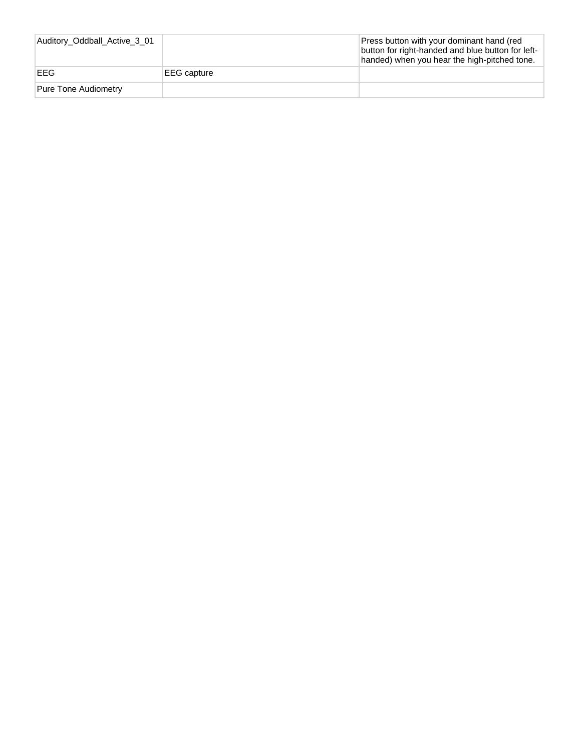| | | |
|---|---|---|
| Auditory_Oddball_Active_3_01 | | Press button with your dominant hand (red button for right-handed and blue button for left-handed) when you hear the high-pitched tone. |
| EEG | EEG capture | |
| Pure Tone Audiometry | | |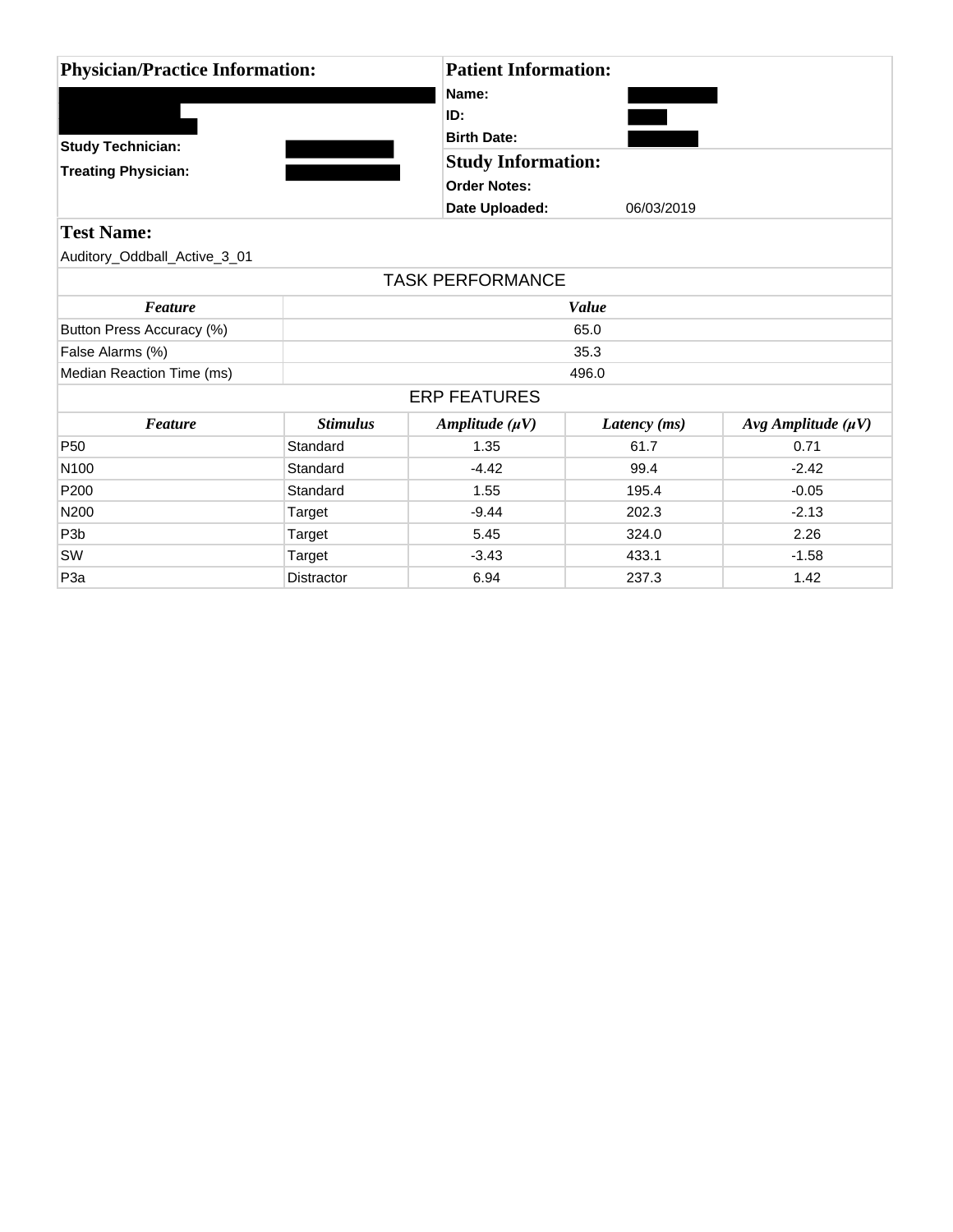| **Physician/Practice Information:** | | **Patient Information:** | |
|---|---|---|---|
| | | **Name:** | |
| | | **ID:** | |
| **Study Technician:** | | **Birth Date:** | |
| **Treating Physician:** | | **Study Information:** | |
| | | **Order Notes:** | |
| | | **Date Uploaded:** | 06/03/2019 |

## Test Name:

Auditory_Oddball_Active_3_01

### TASK PERFORMANCE

| *Feature* | *Value* |
|---|---|
| Button Press Accuracy (%) | 65.0 |
| False Alarms (%) | 35.3 |
| Median Reaction Time (ms) | 496.0 |

### ERP FEATURES

| *Feature* | *Stimulus* | *Amplitude (μV)* | *Latency (ms)* | *Avg Amplitude (μV)* |
|---|---|---|---|---|
| P50 | Standard | 1.35 | 61.7 | 0.71 |
| N100 | Standard | -4.42 | 99.4 | -2.42 |
| P200 | Standard | 1.55 | 195.4 | -0.05 |
| N200 | Target | -9.44 | 202.3 | -2.13 |
| P3b | Target | 5.45 | 324.0 | 2.26 |
| SW | Target | -3.43 | 433.1 | -1.58 |
| P3a | Distractor | 6.94 | 237.3 | 1.42 |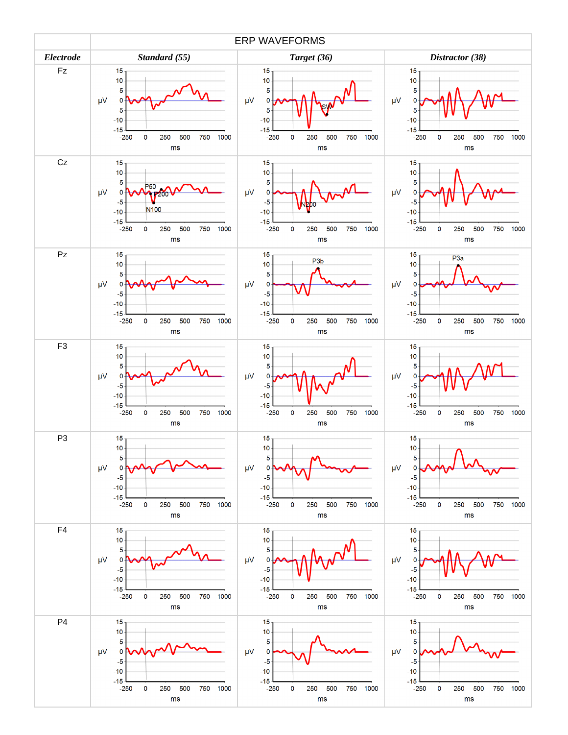| ERP WAVEFORMS | | | |
|---|---|---|---|
| ***Electrode*** | ***Standard (55)*** | ***Target (36)*** | ***Distractor (38)*** |
| Fz | | | |
| Cz | | | |
| Pz | | | |
| F3 | | | |
| P3 | | | |
| F4 | | | |
| P4 | | | |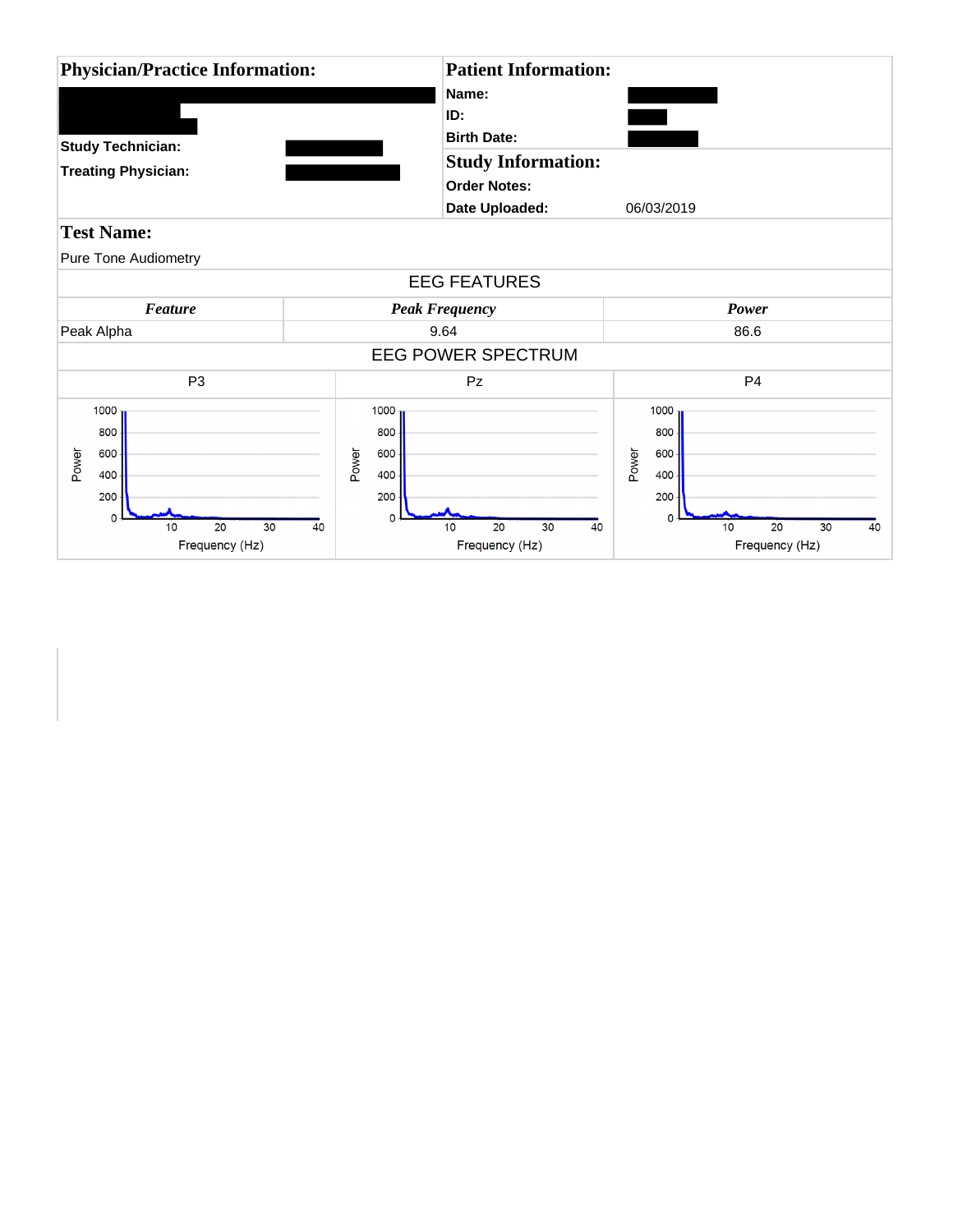**Physician/Practice Information:**

**Study Technician:**

**Treating Physician:**

**Patient Information:**

**Name:**

**ID:**

**Birth Date:**

**Study Information:**

**Order Notes:**

**Date Uploaded:** 06/03/2019

**Test Name:**

Pure Tone Audiometry

EEG FEATURES

| *Feature* | *Peak Frequency* | *Power* |
|---|---|---|
| Peak Alpha | 9.64 | 86.6 |

EEG POWER SPECTRUM

| P3 | Pz | P4 |
|---|---|---|

P3: Power vs. Frequency (Hz); y-axis 0–1000 (0, 200, 400, 600, 800, 1000); x-axis 10, 20, 30, 40

Pz: Power vs. Frequency (Hz); y-axis 0–1000 (0, 200, 400, 600, 800, 1000); x-axis 10, 20, 30, 40

P4: Power vs. Frequency (Hz); y-axis 0–1000 (0, 200, 400, 600, 800, 1000); x-axis 10, 20, 30, 40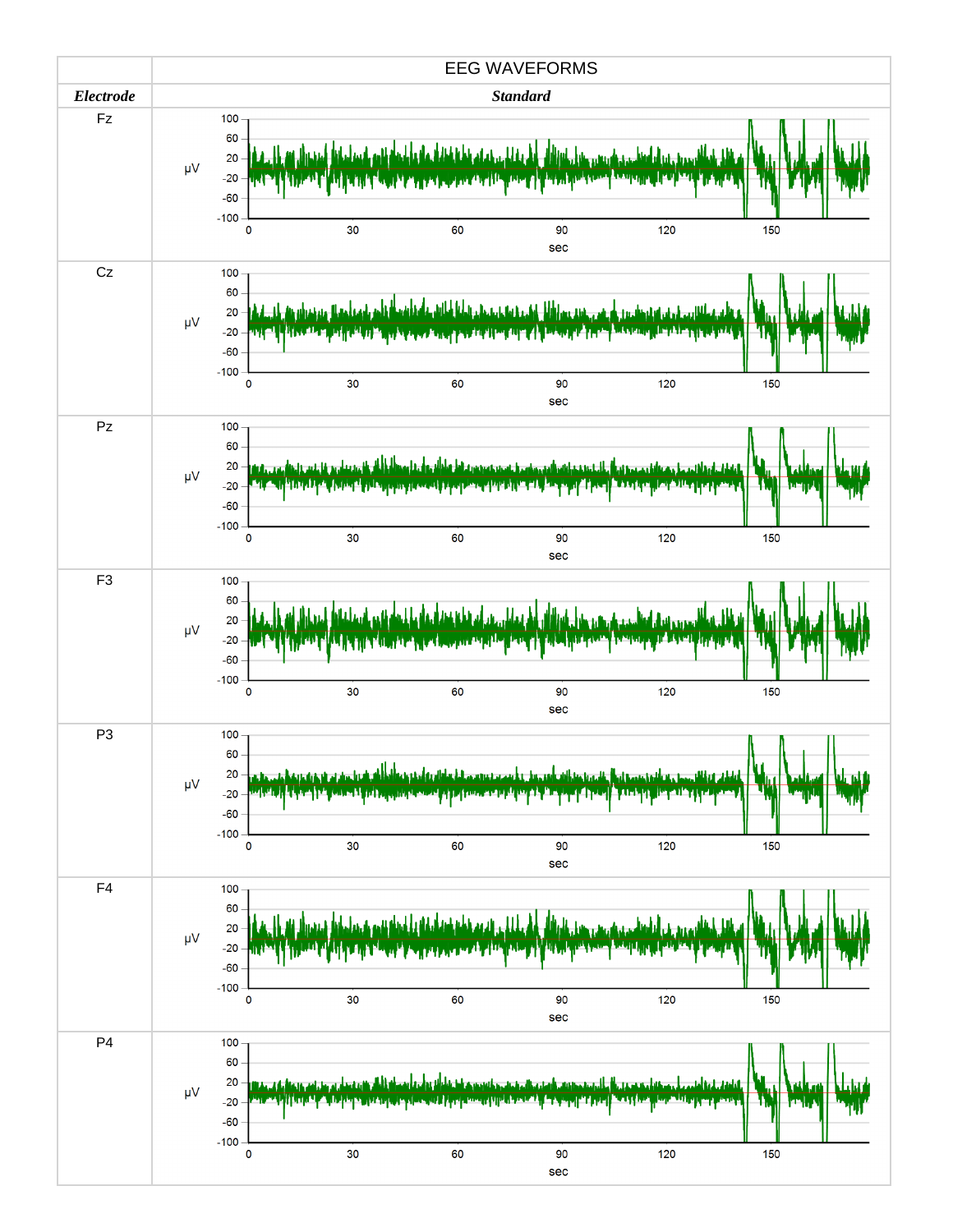| | EEG WAVEFORMS |
|---|---|
| ***Electrode*** | ***Standard*** |
| Fz | |
| Cz | |
| Pz | |
| F3 | |
| P3 | |
| F4 | |
| P4 | |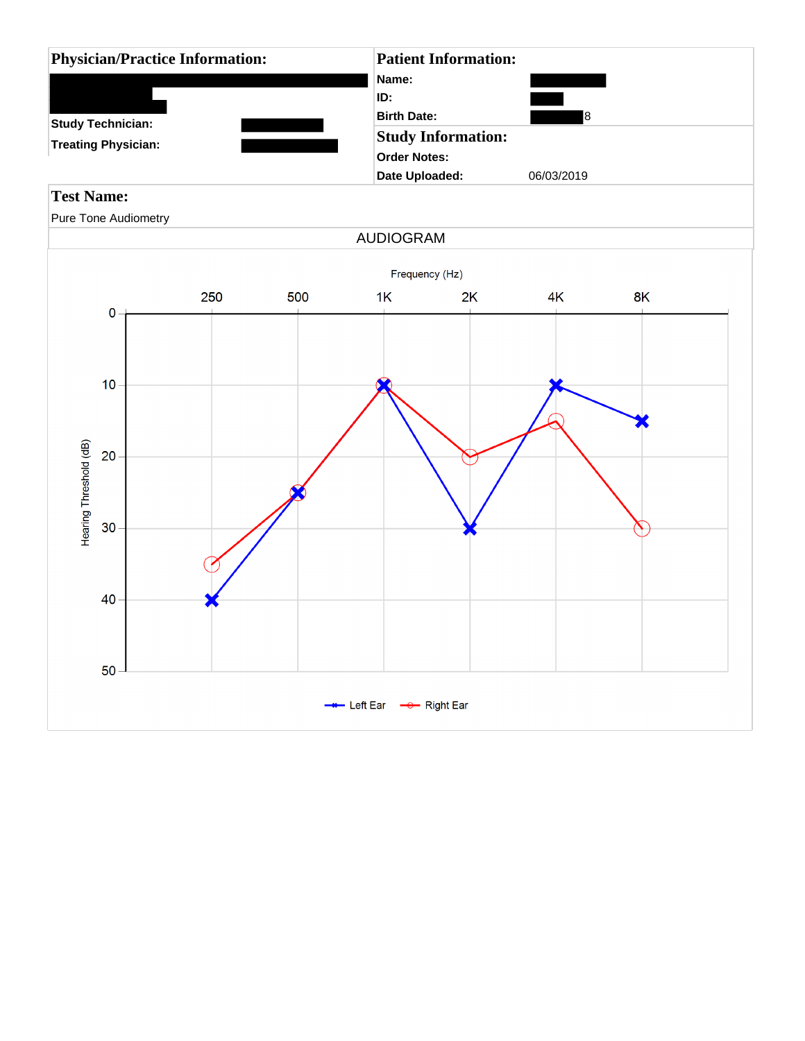**Physician/Practice Information:**

**Study Technician:**

**Treating Physician:**

**Patient Information:**

**Name:**

**ID:**

**Birth Date:** 8

**Study Information:**

**Order Notes:**

**Date Uploaded:** 06/03/2019

**Test Name:**

Pure Tone Audiometry

AUDIOGRAM

Frequency (Hz)

250
500
1K
2K
4K
8K

Hearing Threshold (dB)

0
10
20
30
40
50

Left Ear
Right Ear